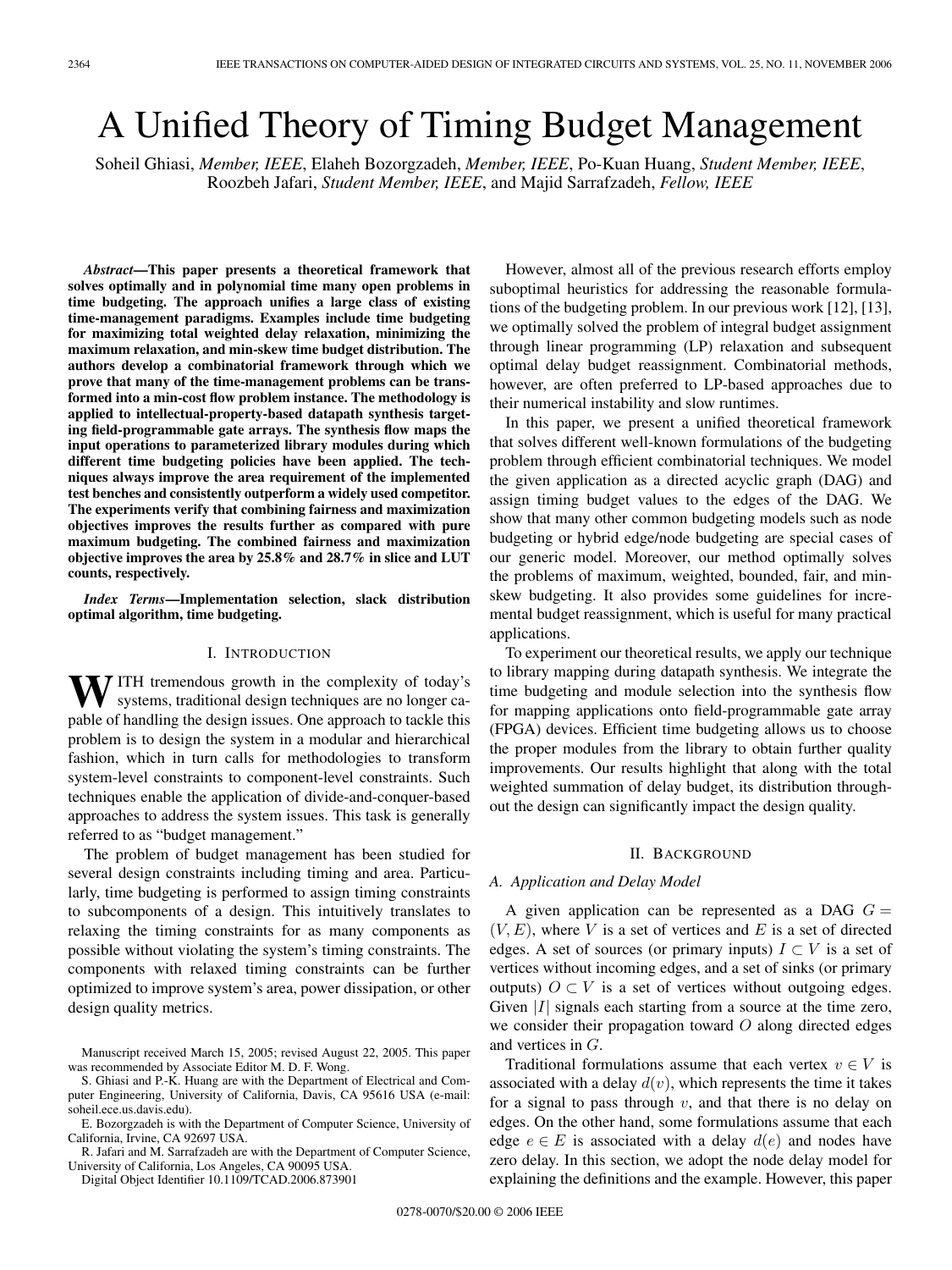# A Unified Theory of Timing Budget Management

Soheil Ghiasi, *Member, IEEE*, Elaheh Bozorgzadeh, *Member, IEEE*, Po-Kuan Huang, *Student Member, IEEE*, Roozbeh Jafari, *Student Member, IEEE*, and Majid Sarrafzadeh, *Fellow, IEEE*

***Abstract*—This paper presents a theoretical framework that solves optimally and in polynomial time many open problems in time budgeting. The approach unifies a large class of existing time-management paradigms. Examples include time budgeting for maximizing total weighted delay relaxation, minimizing the maximum relaxation, and min-skew time budget distribution. The authors develop a combinatorial framework through which we prove that many of the time-management problems can be transformed into a min-cost flow problem instance. The methodology is applied to intellectual-property-based datapath synthesis targeting field-programmable gate arrays. The synthesis flow maps the input operations to parameterized library modules during which different time budgeting policies have been applied. The techniques always improve the area requirement of the implemented test benches and consistently outperform a widely used competitor. The experiments verify that combining fairness and maximization objectives improves the results further as compared with pure maximum budgeting. The combined fairness and maximization objective improves the area by 25.8% and 28.7% in slice and LUT counts, respectively.**

***Index Terms*—Implementation selection, slack distribution optimal algorithm, time budgeting.**

## I. Introduction

With tremendous growth in the complexity of today's systems, traditional design techniques are no longer capable of handling the design issues. One approach to tackle this problem is to design the system in a modular and hierarchical fashion, which in turn calls for methodologies to transform system-level constraints to component-level constraints. Such techniques enable the application of divide-and-conquer-based approaches to address the system issues. This task is generally referred to as "budget management."

The problem of budget management has been studied for several design constraints including timing and area. Particularly, time budgeting is performed to assign timing constraints to subcomponents of a design. This intuitively translates to relaxing the timing constraints for as many components as possible without violating the system's timing constraints. The components with relaxed timing constraints can be further optimized to improve system's area, power dissipation, or other design quality metrics.

Manuscript received March 15, 2005; revised August 22, 2005. This paper was recommended by Associate Editor M. D. F. Wong.

S. Ghiasi and P.-K. Huang are with the Department of Electrical and Computer Engineering, University of California, Davis, CA 95616 USA (e-mail: soheil.ece.us.davis.edu).

E. Bozorgzadeh is with the Department of Computer Science, University of California, Irvine, CA 92697 USA.

R. Jafari and M. Sarrafzadeh are with the Department of Computer Science, University of California, Los Angeles, CA 90095 USA.

Digital Object Identifier 10.1109/TCAD.2006.873901

However, almost all of the previous research efforts employ suboptimal heuristics for addressing the reasonable formulations of the budgeting problem. In our previous work [12], [13], we optimally solved the problem of integral budget assignment through linear programming (LP) relaxation and subsequent optimal delay budget reassignment. Combinatorial methods, however, are often preferred to LP-based approaches due to their numerical instability and slow runtimes.

In this paper, we present a unified theoretical framework that solves different well-known formulations of the budgeting problem through efficient combinatorial techniques. We model the given application as a directed acyclic graph (DAG) and assign timing budget values to the edges of the DAG. We show that many other common budgeting models such as node budgeting or hybrid edge/node budgeting are special cases of our generic model. Moreover, our method optimally solves the problems of maximum, weighted, bounded, fair, and min-skew budgeting. It also provides some guidelines for incremental budget reassignment, which is useful for many practical applications.

To experiment our theoretical results, we apply our technique to library mapping during datapath synthesis. We integrate the time budgeting and module selection into the synthesis flow for mapping applications onto field-programmable gate array (FPGA) devices. Efficient time budgeting allows us to choose the proper modules from the library to obtain further quality improvements. Our results highlight that along with the total weighted summation of delay budget, its distribution throughout the design can significantly impact the design quality.

## II. Background

### A. Application and Delay Model

A given application can be represented as a DAG $G = (V, E)$, where $V$ is a set of vertices and $E$ is a set of directed edges. A set of sources (or primary inputs) $I \subset V$ is a set of vertices without incoming edges, and a set of sinks (or primary outputs) $O \subset V$ is a set of vertices without outgoing edges. Given $|I|$ signals each starting from a source at the time zero, we consider their propagation toward $O$ along directed edges and vertices in $G$.

Traditional formulations assume that each vertex $v \in V$ is associated with a delay $d(v)$, which represents the time it takes for a signal to pass through $v$, and that there is no delay on edges. On the other hand, some formulations assume that each edge $e \in E$ is associated with a delay $d(e)$ and nodes have zero delay. In this section, we adopt the node delay model for explaining the definitions and the example. However, this paper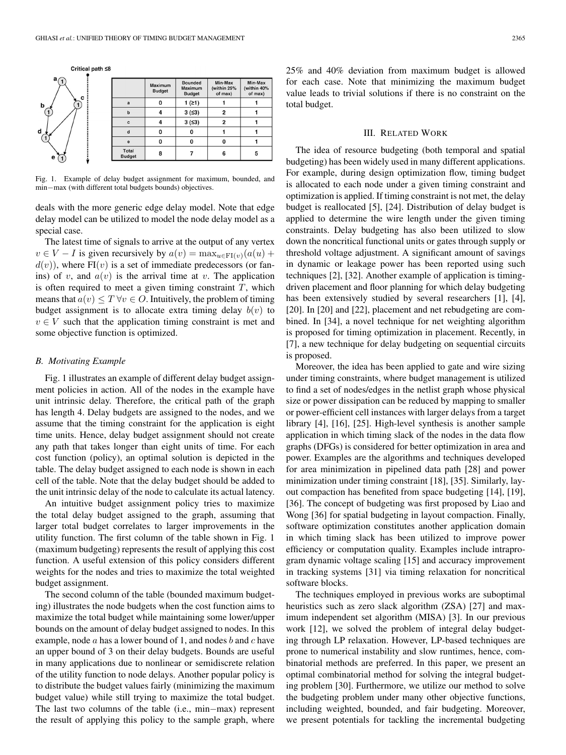Critical path ≤8

a, b, c, d, e

| | Maximum Budget | Bounded Maximum Budget | Min-Max (within 25% of max) | Min-Max (within 40% of max) |
|---|---|---|---|---|
| a | 0 | 1 (≥1) | 1 | 1 |
| b | 4 | 3 (≤3) | 2 | 1 |
| c | 4 | 3 (≤3) | 2 | 1 |
| d | 0 | 0 | 1 | 1 |
| e | 0 | 0 | 0 | 1 |
| Total Budget | 8 | 7 | 6 | 5 |

Fig. 1. Example of delay budget assignment for maximum, bounded, and min−max (with different total budgets bounds) objectives.

deals with the more generic edge delay model. Note that edge delay model can be utilized to model the node delay model as a special case.

The latest time of signals to arrive at the output of any vertex $v \in V - I$ is given recursively by $a(v) = \max_{u \in \mathrm{FI}(v)}(a(u) + d(v))$, where $\mathrm{FI}(v)$ is a set of immediate predecessors (or fan-ins) of $v$, and $a(v)$ is the arrival time at $v$. The application is often required to meet a given timing constraint $T$, which means that $a(v) \leq T \, \forall v \in O$. Intuitively, the problem of timing budget assignment is to allocate extra timing delay $b(v)$ to $v \in V$ such that the application timing constraint is met and some objective function is optimized.

### B. Motivating Example

Fig. 1 illustrates an example of different delay budget assignment policies in action. All of the nodes in the example have unit intrinsic delay. Therefore, the critical path of the graph has length 4. Delay budgets are assigned to the nodes, and we assume that the timing constraint for the application is eight time units. Hence, delay budget assignment should not create any path that takes longer than eight units of time. For each cost function (policy), an optimal solution is depicted in the table. The delay budget assigned to each node is shown in each cell of the table. Note that the delay budget should be added to the unit intrinsic delay of the node to calculate its actual latency.

An intuitive budget assignment policy tries to maximize the total delay budget assigned to the graph, assuming that larger total budget correlates to larger improvements in the utility function. The first column of the table shown in Fig. 1 (maximum budgeting) represents the result of applying this cost function. A useful extension of this policy considers different weights for the nodes and tries to maximize the total weighted budget assignment.

The second column of the table (bounded maximum budgeting) illustrates the node budgets when the cost function aims to maximize the total budget while maintaining some lower/upper bounds on the amount of delay budget assigned to nodes. In this example, node $a$ has a lower bound of 1, and nodes $b$ and $c$ have an upper bound of 3 on their delay budgets. Bounds are useful in many applications due to nonlinear or semidiscrete relation of the utility function to node delays. Another popular policy is to distribute the budget values fairly (minimizing the maximum budget value) while still trying to maximize the total budget. The last two columns of the table (i.e., min−max) represent the result of applying this policy to the sample graph, where 25% and 40% deviation from maximum budget is allowed for each case. Note that minimizing the maximum budget value leads to trivial solutions if there is no constraint on the total budget.

## III. Related Work

The idea of resource budgeting (both temporal and spatial budgeting) has been widely used in many different applications. For example, during design optimization flow, timing budget is allocated to each node under a given timing constraint and optimization is applied. If timing constraint is not met, the delay budget is reallocated [5], [24]. Distribution of delay budget is applied to determine the wire length under the given timing constraints. Delay budgeting has also been utilized to slow down the noncritical functional units or gates through supply or threshold voltage adjustment. A significant amount of savings in dynamic or leakage power has been reported using such techniques [2], [32]. Another example of application is timing-driven placement and floor planning for which delay budgeting has been extensively studied by several researchers [1], [4], [20]. In [20] and [22], placement and net rebudgeting are combined. In [34], a novel technique for net weighting algorithm is proposed for timing optimization in placement. Recently, in [7], a new technique for delay budgeting on sequential circuits is proposed.

Moreover, the idea has been applied to gate and wire sizing under timing constraints, where budget management is utilized to find a set of nodes/edges in the netlist graph whose physical size or power dissipation can be reduced by mapping to smaller or power-efficient cell instances with larger delays from a target library [4], [16], [25]. High-level synthesis is another sample application in which timing slack of the nodes in the data flow graphs (DFGs) is considered for better optimization in area and power. Examples are the algorithms and techniques developed for area minimization in pipelined data path [28] and power minimization under timing constraint [18], [35]. Similarly, layout compaction has benefited from space budgeting [14], [19], [36]. The concept of budgeting was first proposed by Liao and Wong [36] for spatial budgeting in layout compaction. Finally, software optimization constitutes another application domain in which timing slack has been utilized to improve power efficiency or computation quality. Examples include intraprogram dynamic voltage scaling [15] and accuracy improvement in tracking systems [31] via timing relaxation for noncritical software blocks.

The techniques employed in previous works are suboptimal heuristics such as zero slack algorithm (ZSA) [27] and maximum independent set algorithm (MISA) [3]. In our previous work [12], we solved the problem of integral delay budgeting through LP relaxation. However, LP-based techniques are prone to numerical instability and slow runtimes, hence, combinatorial methods are preferred. In this paper, we present an optimal combinatorial method for solving the integral budgeting problem [30]. Furthermore, we utilize our method to solve the budgeting problem under many other objective functions, including weighted, bounded, and fair budgeting. Moreover, we present potentials for tackling the incremental budgeting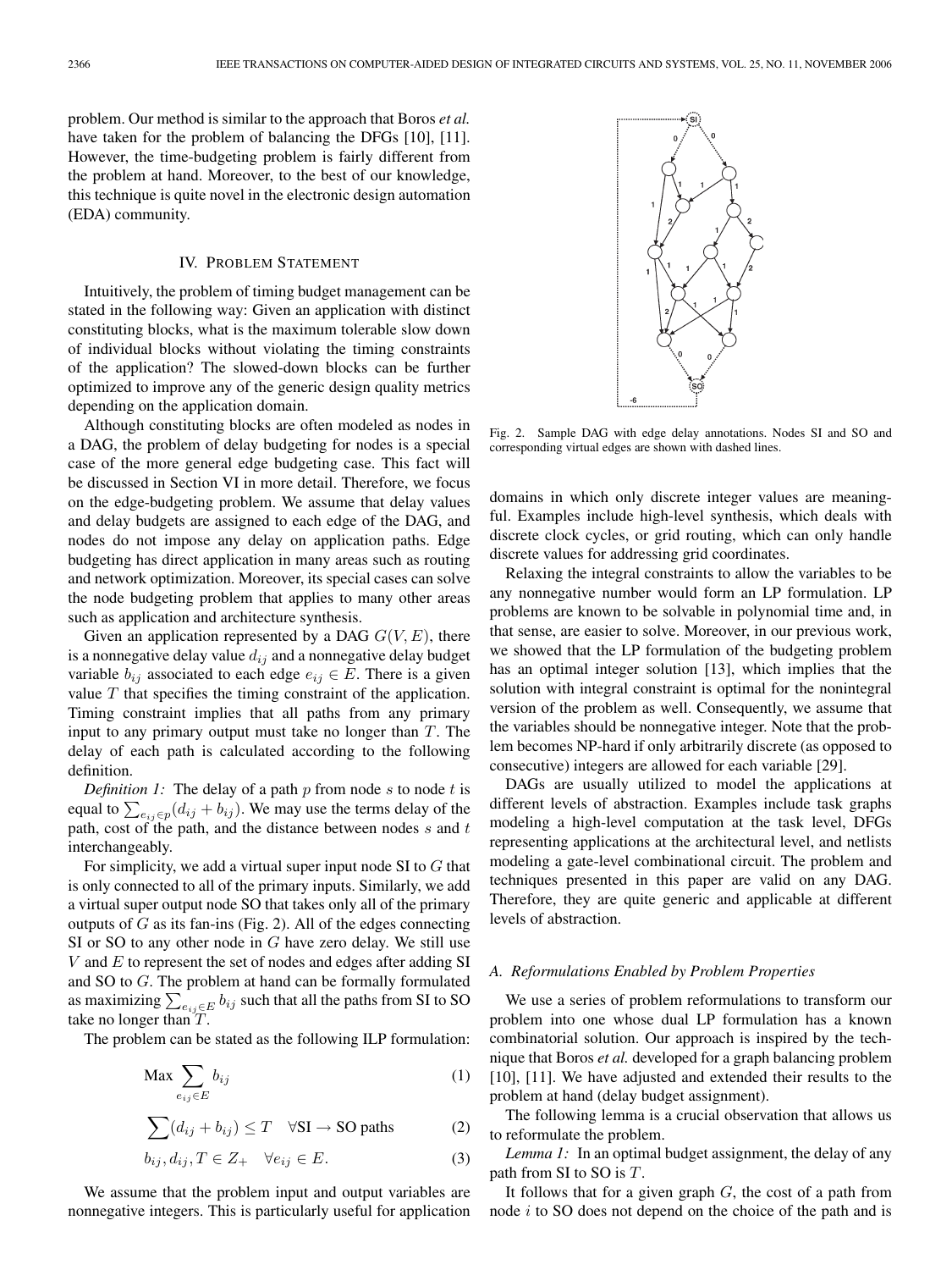problem. Our method is similar to the approach that Boros *et al.* have taken for the problem of balancing the DFGs for [10], [11]. However, the time-budgeting problem is fairly different from the problem at hand. Moreover, to the best of our knowledge, this technique is quite novel in the electronic design automation (EDA) community.

## IV. Problem Statement

Intuitively, the problem of timing budget management can be stated in the following way: Given an application with distinct constituting blocks, what is the maximum tolerable slow down of individual blocks without violating the timing constraints of the application? The slowed-down blocks can be further optimized to improve any of the generic design quality metrics depending on the application domain.

Although constituting blocks are often modeled as nodes in a DAG, the problem of delay budgeting for nodes is a special case of the more general edge budgeting case. This fact will be discussed in Section VI in more detail. Therefore, we focus on the edge-budgeting problem. We assume that delay values and delay budgets are assigned to each edge of the DAG, and nodes do not impose any delay on application paths. Edge budgeting has direct application in many areas such as routing and network optimization. Moreover, its special cases can solve the node budgeting problem that applies to many other areas such as application and architecture synthesis.

Given an application represented by a DAG $G(V, E)$, there is a nonnegative delay value $d_{ij}$ and a nonnegative delay budget variable $b_{ij}$ associated to each edge $e_{ij} \in E$. There is a given value $T$ that specifies the timing constraint of the application. Timing constraint implies that all paths from any primary input to any primary output must take no longer than $T$. The delay of each path is calculated according to the following definition.

*Definition 1:* The delay of a path $p$ from node $s$ to node $t$ is equal to $\sum_{e_{ij} \in p}(d_{ij} + b_{ij})$. We may use the terms delay of the path, cost of the path, and the distance between nodes $s$ and $t$ interchangeably.

For simplicity, we add a virtual super input node SI to $G$ that is only connected to all of the primary inputs. Similarly, we add a virtual super output node SO that takes only all of the primary outputs of $G$ as its fan-ins (Fig. 2). All of the edges connecting SI or SO to any other node in $G$ have zero delay. We still use $V$ and $E$ to represent the set of nodes and edges after adding SI and SO to $G$. The problem at hand can be formally formulated as maximizing $\sum_{e_{ij} \in E} b_{ij}$ such that all the paths from SI to SO take no longer than $T$.

The problem can be stated as the following ILP formulation:

$$\text{Max} \sum_{e_{ij} \in E} b_{ij} \tag{1}$$

$$\sum (d_{ij} + b_{ij}) \leq T \quad \forall \text{SI} \rightarrow \text{SO paths} \tag{2}$$

$$b_{ij}, d_{ij}, T \in Z_{+} \quad \forall e_{ij} \in E. \tag{3}$$

We assume that the problem input and output variables are nonnegative integers. This is particularly useful for application domains in which only discrete integer values are meaningful. Examples include high-level synthesis, which deals with discrete clock cycles, or grid routing, which can only handle discrete values for addressing grid coordinates.

Fig. 2. Sample DAG with edge delay annotations. Nodes SI and SO and corresponding virtual edges are shown with dashed lines.

Relaxing the integral constraints to allow the variables to be any nonnegative number would form an LP formulation. LP problems are known to be solvable in polynomial time and, in that sense, are easier to solve. Moreover, in our previous work, we showed that the LP formulation of the budgeting problem has an optimal integer solution [13], which implies that the solution with integral constraint is optimal for the nonintegral version of the problem as well. Consequently, we assume that the variables should be nonnegative integer. Note that the problem becomes NP-hard if only arbitrarily discrete (as opposed to consecutive) integers are allowed for each variable [29].

DAGs are usually utilized to model the applications at different levels of abstraction. Examples include task graphs modeling a high-level computation at the task level, DFGs representing applications at the architectural level, and netlists modeling a gate-level combinational circuit. The problem and techniques presented in this paper are valid on any DAG. Therefore, they are quite generic and applicable at different levels of abstraction.

### A. Reformulations Enabled by Problem Properties

We use a series of problem reformulations to transform our problem into one whose dual LP formulation has a known combinatorial solution. Our approach is inspired by the technique that Boros *et al.* developed for a graph balancing problem [10], [11]. We have adjusted and extended their results to the problem at hand (delay budget assignment).

The following lemma is a crucial observation that allows us to reformulate the problem.

*Lemma 1:* In an optimal budget assignment, the delay of any path from SI to SO is $T$.

It follows that for a given graph $G$, the cost of a path from node $i$ to SO does not depend on the choice of the path and is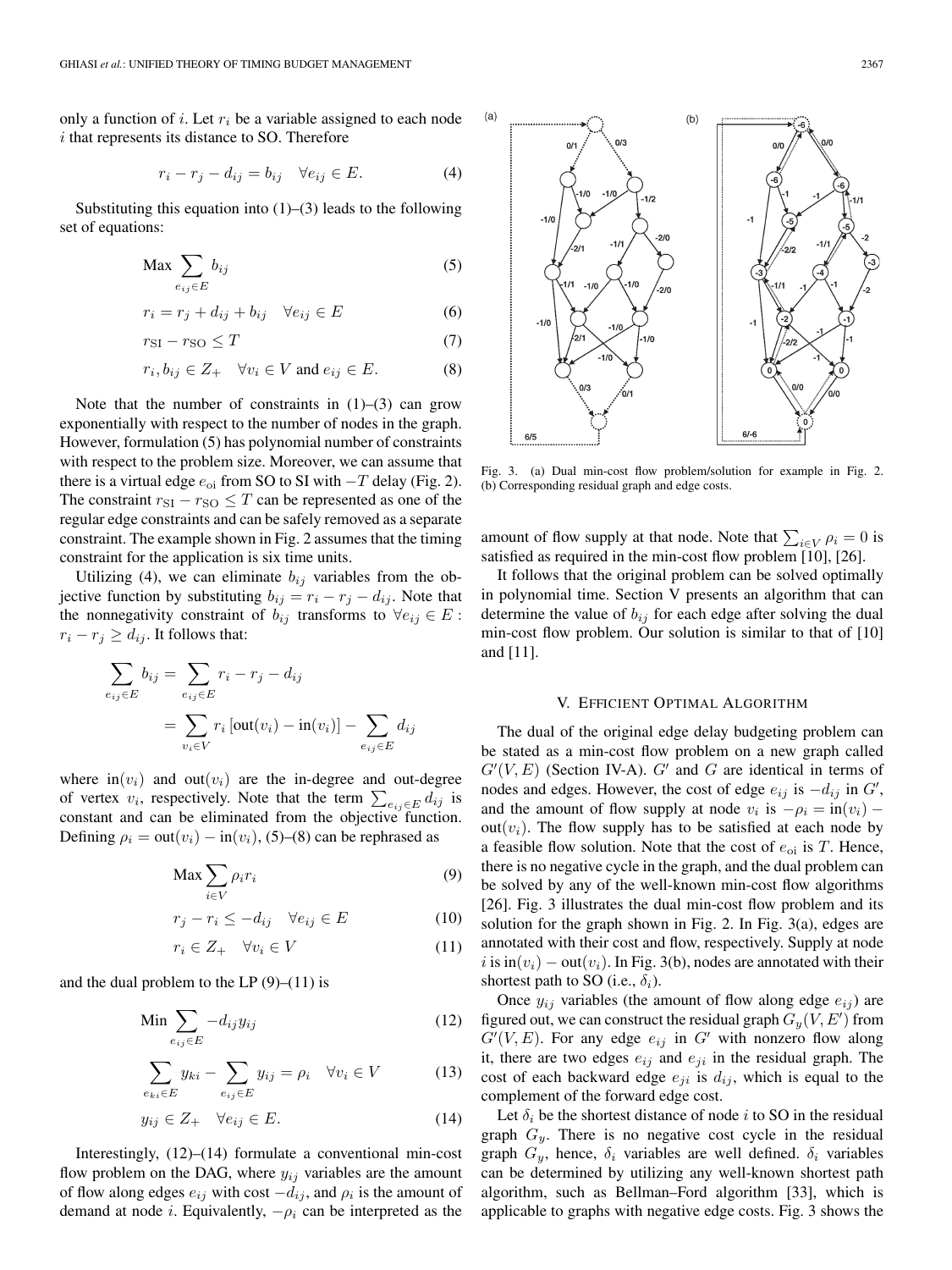only a function of $i$. Let $r_i$ be a variable assigned to each node $i$ that represents its distance to SO. Therefore

$$r_i - r_j - d_{ij} = b_{ij} \quad \forall e_{ij} \in E. \tag{4}$$

Substituting this equation into (1)–(3) leads to the following set of equations:

$$\text{Max} \sum_{e_{ij} \in E} b_{ij} \tag{5}$$

$$r_i = r_j + d_{ij} + b_{ij} \quad \forall e_{ij} \in E \tag{6}$$

$$r_{\text{SI}} - r_{\text{SO}} \leq T \tag{7}$$

$$r_i, b_{ij} \in Z_+ \quad \forall v_i \in V \text{ and } e_{ij} \in E. \tag{8}$$

Note that the number of constraints in (1)–(3) can grow exponentially with respect to the number of nodes in the graph. However, formulation (5) has polynomial number of constraints with respect to the problem size. Moreover, we can assume that there is a virtual edge $e_{\text{oi}}$ from SO to SI with $-T$ delay (Fig. 2). The constraint $r_{\text{SI}} - r_{\text{SO}} \leq T$ can be represented as one of the regular edge constraints and can be safely removed as a separate constraint. The example shown in Fig. 2 assumes that the timing constraint for the application is six time units.

Utilizing (4), we can eliminate $b_{ij}$ variables from the objective function by substituting $b_{ij} = r_i - r_j - d_{ij}$. Note that the nonnegativity constraint of $b_{ij}$ transforms to $\forall e_{ij} \in E : r_i - r_j \geq d_{ij}$. It follows that:

$$\sum_{e_{ij} \in E} b_{ij} = \sum_{e_{ij} \in E} r_i - r_j - d_{ij}$$
$$= \sum_{v_i \in V} r_i \left[\text{out}(v_i) - \text{in}(v_i)\right] - \sum_{e_{ij} \in E} d_{ij}$$

where $\text{in}(v_i)$ and $\text{out}(v_i)$ are the in-degree and out-degree of vertex $v_i$, respectively. Note that the term $\sum_{e_{ij} \in E} d_{ij}$ is constant and can be eliminated from the objective function. Defining $\rho_i = \text{out}(v_i) - \text{in}(v_i)$, (5)–(8) can be rephrased as

$$\text{Max} \sum_{i \in V} \rho_i r_i \tag{9}$$

$$r_j - r_i \leq -d_{ij} \quad \forall e_{ij} \in E \tag{10}$$

$$r_i \in Z_+ \quad \forall v_i \in V \tag{11}$$

and the dual problem to the LP (9)–(11) is

$$\text{Min} \sum_{e_{ij} \in E} -d_{ij} y_{ij} \tag{12}$$

$$\sum_{e_{ki} \in E} y_{ki} - \sum_{e_{ij} \in E} y_{ij} = \rho_i \quad \forall v_i \in V \tag{13}$$

$$y_{ij} \in Z_+ \quad \forall e_{ij} \in E. \tag{14}$$

Interestingly, (12)–(14) formulate a conventional min-cost flow problem on the DAG, where $y_{ij}$ variables are the amount of flow along edges $e_{ij}$ with cost $-d_{ij}$, and $\rho_i$ is the amount of demand at node $i$. Equivalently, $-\rho_i$ can be interpreted as the amount of flow supply at that node. Note that $\sum_{i \in V} \rho_i = 0$ is satisfied as required in the min-cost flow problem [10], [26].

Fig. 3. (a) Dual min-cost flow problem/solution for example in Fig. 2. (b) Corresponding residual graph and edge costs.

It follows that the original problem can be solved optimally in polynomial time. Section V presents an algorithm that can determine the value of $b_{ij}$ for each edge after solving the dual min-cost flow problem. Our solution is similar to that of [10] and [11].

## V. Efficient Optimal Algorithm

The dual of the original edge delay budgeting problem can be stated as a min-cost flow problem on a new graph called $G'(V, E)$ (Section IV-A). $G'$ and $G$ are identical in terms of nodes and edges. However, the cost of edge $e_{ij}$ is $-d_{ij}$ in $G'$, and the amount of flow supply at node $v_i$ is $-\rho_i = \text{in}(v_i) - \text{out}(v_i)$. The flow supply has to be satisfied at each node by a feasible flow solution. Note that the cost of $e_{\text{oi}}$ is $T$. Hence, there is no negative cycle in the graph, and the dual problem can be solved by any of the well-known min-cost flow algorithms [26]. Fig. 3 illustrates the dual min-cost flow problem and its solution for the graph shown in Fig. 2. In Fig. 3(a), edges are annotated with their cost and flow, respectively. Supply at node $i$ is $\text{in}(v_i) - \text{out}(v_i)$. In Fig. 3(b), nodes are annotated with their shortest path to SO (i.e., $\delta_i$).

Once $y_{ij}$ variables (the amount of flow along edge $e_{ij}$) are figured out, we can construct the residual graph $G_y(V, E')$ from $G'(V, E)$. For any edge $e_{ij}$ in $G'$ with nonzero flow along it, there are two edges $e_{ij}$ and $e_{ji}$ in the residual graph. The cost of each backward edge $e_{ji}$ is $d_{ij}$, which is equal to the complement of the forward edge cost.

Let $\delta_i$ be the shortest distance of node $i$ to SO in the residual graph $G_y$. There is no negative cost cycle in the residual graph $G_y$, hence, $\delta_i$ variables are well defined. $\delta_i$ variables can be determined by utilizing any well-known shortest path algorithm, such as Bellman–Ford algorithm [33], which is applicable to graphs with negative edge costs. Fig. 3 shows the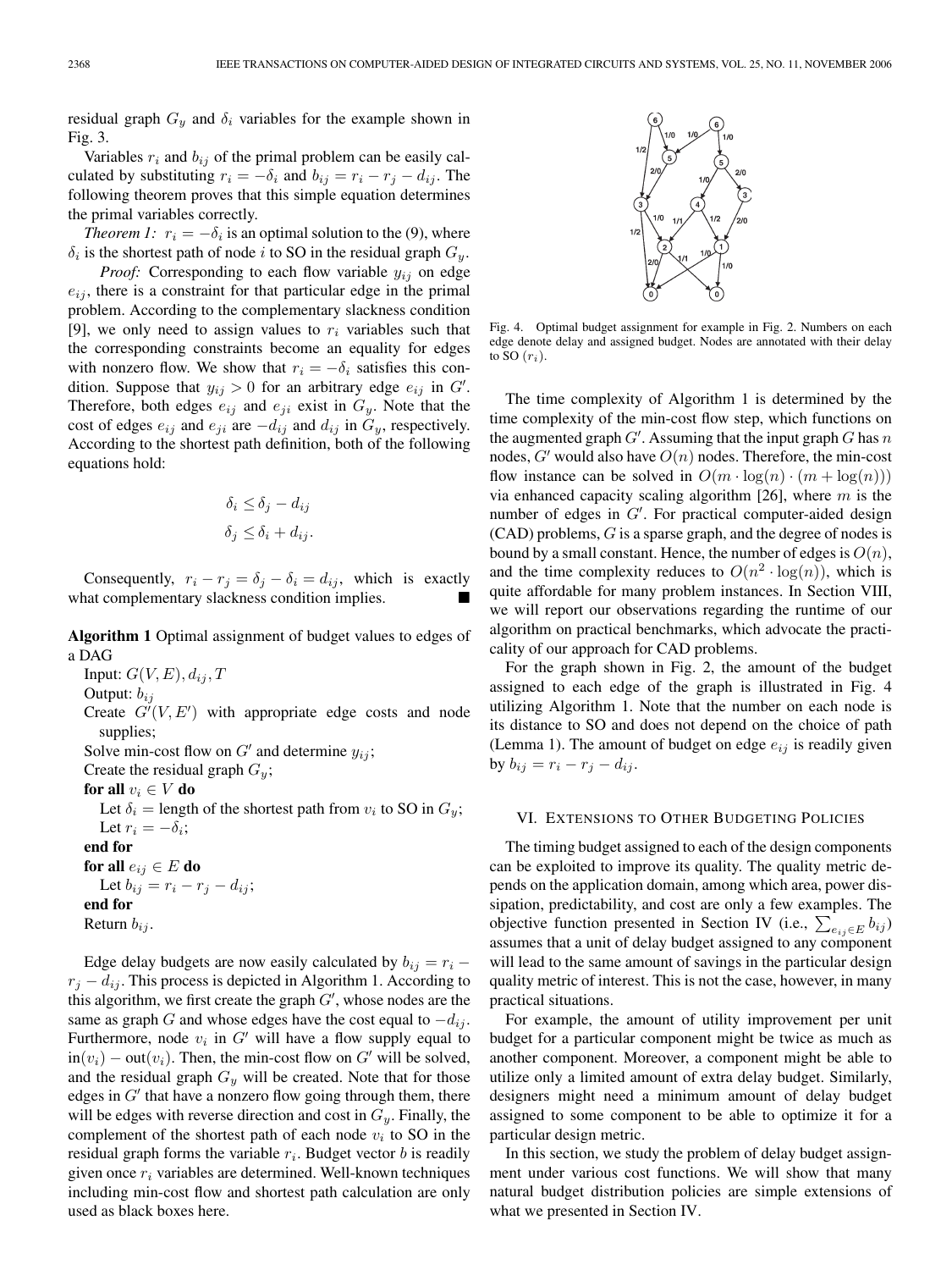residual graph $G_y$ and $\delta_i$ variables for the example shown in Fig. 3.

Variables $r_i$ and $b_{ij}$ of the primal problem can be easily calculated by substituting $r_i = -\delta_i$ and $b_{ij} = r_i - r_j - d_{ij}$. The following theorem proves that this simple equation determines the primal variables correctly.

*Theorem 1:* $r_i = -\delta_i$ is an optimal solution to the (9), where $\delta_i$ is the shortest path of node $i$ to SO in the residual graph $G_y$.

*Proof:* Corresponding to each flow variable $y_{ij}$ on edge $e_{ij}$, there is a constraint for that particular edge in the primal problem. According to the complementary slackness condition [9], we only need to assign values to $r_i$ variables such that the corresponding constraints become an equality for edges with nonzero flow. We show that $r_i = -\delta_i$ satisfies this condition. Suppose that $y_{ij} > 0$ for an arbitrary edge $e_{ij}$ in $G'$. Therefore, both edges $e_{ij}$ and $e_{ji}$ exist in $G_y$. Note that the cost of edges $e_{ij}$ and $e_{ji}$ are $-d_{ij}$ and $d_{ij}$ in $G_y$, respectively. According to the shortest path definition, both of the following equations hold:

$$\delta_i \leq \delta_j - d_{ij}$$
$$\delta_j \leq \delta_i + d_{ij}.$$

Consequently, $r_i - r_j = \delta_j - \delta_i = d_{ij}$, which is exactly what complementary slackness condition implies. ■

**Algorithm 1** Optimal assignment of budget values to edges of a DAG

```
Input: G(V,E), d_ij, T
Output: b_ij
Create G'(V,E') with appropriate edge costs and node
  supplies;
Solve min-cost flow on G' and determine y_ij;
Create the residual graph G_y;
for all v_i ∈ V do
  Let δ_i = length of the shortest path from v_i to SO in G_y;
  Let r_i = -δ_i;
end for
for all e_ij ∈ E do
  Let b_ij = r_i - r_j - d_ij;
end for
Return b_ij.
```

Edge delay budgets are now easily calculated by $b_{ij} = r_i - r_j - d_{ij}$. This process is depicted in Algorithm 1. According to this algorithm, we first create the graph $G'$, whose nodes are the same as graph $G$ and whose edges have the cost equal to $-d_{ij}$. Furthermore, node $v_i$ in $G'$ will have a flow supply equal to $\text{in}(v_i) - \text{out}(v_i)$. Then, the min-cost flow on $G'$ will be solved, and the residual graph $G_y$ will be created. Note that for those edges in $G'$ that have a nonzero flow going through them, there will be edges with reverse direction and cost in $G_y$. Finally, the complement of the shortest path of each node $v_i$ to SO in the residual graph forms the variable $r_i$. Budget vector $b$ is readily given once $r_i$ variables are determined. Well-known techniques including min-cost flow and shortest path calculation are only used as black boxes here.

Fig. 4. Optimal budget assignment for example in Fig. 2. Numbers on each edge denote delay and assigned budget. Nodes are annotated with their delay to SO ($r_i$).

The time complexity of Algorithm 1 is determined by the time complexity of the min-cost flow step, which functions on the augmented graph $G'$. Assuming that the input graph $G$ has $n$ nodes, $G'$ would also have $O(n)$ nodes. Therefore, the min-cost flow instance can be solved in $O(m \cdot \log(n) \cdot (m + \log(n)))$ via enhanced capacity scaling algorithm [26], where $m$ is the number of edges in $G'$. For practical computer-aided design (CAD) problems, $G$ is a sparse graph, and the degree of nodes is bound by a small constant. Hence, the number of edges is $O(n)$, and the time complexity reduces to $O(n^2 \cdot \log(n))$, which is quite affordable for many problem instances. In Section VIII, we will report our observations regarding the runtime of our algorithm on practical benchmarks, which advocate the practicality of our approach for CAD problems.

For the graph shown in Fig. 2, the amount of the budget assigned to each edge of the graph is illustrated in Fig. 4 utilizing Algorithm 1. Note that the number on each node is its distance to SO and does not depend on the choice of path (Lemma 1). The amount of budget on edge $e_{ij}$ is readily given by $b_{ij} = r_i - r_j - d_{ij}$.

## VI. Extensions to Other Budgeting Policies

The timing budget assigned to each of the design components can be exploited to improve its quality. The quality metric depends on the application domain, among which area, power dissipation, predictability, and cost are only a few examples. The objective function presented in Section IV (i.e., $\sum_{e_{ij} \in E} b_{ij}$) assumes that a unit of delay budget assigned to any component will lead to the same amount of savings in the particular design quality metric of interest. This is not the case, however, in many practical situations.

For example, the amount of utility improvement per unit budget for a particular component might be twice as much as another component. Moreover, a component might be able to utilize only a limited amount of extra delay budget. Similarly, designers might need a minimum amount of delay budget assigned to some component to be able to optimize it for a particular design metric.

In this section, we study the problem of delay budget assignment under various cost functions. We will show that many natural budget distribution policies are simple extensions of what we presented in Section IV.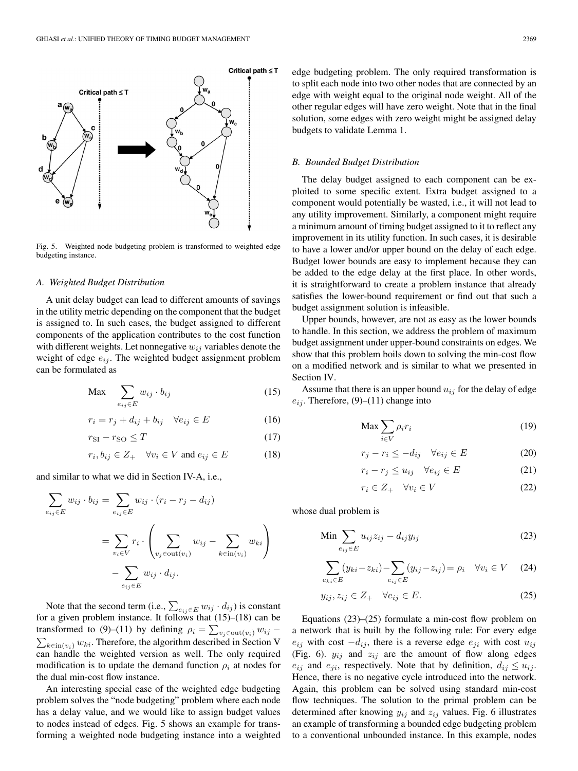Fig. 5. Weighted node budgeting problem is transformed to weighted edge budgeting instance.

### A. Weighted Budget Distribution

A unit delay budget can lead to different amounts of savings in the utility metric depending on the component that the budget is assigned to. In such cases, the budget assigned to different components of the application contributes to the cost function with different weights. Let nonnegative $w_{ij}$ variables denote the weight of edge $e_{ij}$. The weighted budget assignment problem can be formulated as

$$\text{Max} \quad \sum_{e_{ij} \in E} w_{ij} \cdot b_{ij} \tag{15}$$

$$r_i = r_j + d_{ij} + b_{ij} \quad \forall e_{ij} \in E \tag{16}$$

$$r_{\text{SI}} - r_{\text{SO}} \leq T \tag{17}$$

$$r_i, b_{ij} \in Z_+ \quad \forall v_i \in V \text{ and } e_{ij} \in E \tag{18}$$

and similar to what we did in Section IV-A, i.e.,

$$\begin{aligned}
\sum_{e_{ij} \in E} w_{ij} \cdot b_{ij} &= \sum_{e_{ij} \in E} w_{ij} \cdot (r_i - r_j - d_{ij}) \\
&= \sum_{v_i \in V} r_i \cdot \left( \sum_{v_j \in \text{out}(v_i)} w_{ij} - \sum_{k \in \text{in}(v_i)} w_{ki} \right) \\
&\quad - \sum_{e_{ij} \in E} w_{ij} \cdot d_{ij}.
\end{aligned}$$

Note that the second term (i.e., $\sum_{e_{ij} \in E} w_{ij} \cdot d_{ij}$) is constant for a given problem instance. It follows that (15)–(18) can be transformed to (9)–(11) by defining $\rho_i = \sum_{v_j \in \text{out}(v_i)} w_{ij} - \sum_{k \in \text{in}(v_i)} w_{ki}$. Therefore, the algorithm described in Section V can handle the weighted version as well. The only required modification is to update the demand function $\rho_i$ at nodes for the dual min-cost flow instance.

An interesting special case of the weighted edge budgeting problem solves the "node budgeting" problem where each node has a delay value, and we would like to assign budget values to nodes instead of edges. Fig. 5 shows an example for transforming a weighted node budgeting instance into a weighted edge budgeting problem. The only required transformation is to split each node into two other nodes that are connected by an edge with weight equal to the original node weight. All of the other regular edges will have zero weight. Note that in the final solution, some edges with zero weight might be assigned delay budgets to validate Lemma 1.

### B. Bounded Budget Distribution

The delay budget assigned to each component can be exploited to some specific extent. Extra budget assigned to a component would potentially be wasted, i.e., it will not lead to any utility improvement. Similarly, a component might require a minimum amount of timing budget assigned to it to reflect any improvement in its utility function. In such cases, it is desirable to have a lower and/or upper bound on the delay of each edge. Budget lower bounds are easy to implement because they can be added to the edge delay at the first place. In other words, it is straightforward to create a problem instance that already satisfies the lower-bound requirement or find out that such a budget assignment solution is infeasible.

Upper bounds, however, are not as easy as the lower bounds to handle. In this section, we address the problem of maximum budget assignment under upper-bound constraints on edges. We show that this problem boils down to solving the min-cost flow on a modified network and is similar to what we presented in Section IV.

Assume that there is an upper bound $u_{ij}$ for the delay of edge $e_{ij}$. Therefore, (9)–(11) change into

$$\text{Max} \sum_{i \in V} \rho_i r_i \tag{19}$$

$$r_j - r_i \leq -d_{ij} \quad \forall e_{ij} \in E \tag{20}$$

$$r_i - r_j \leq u_{ij} \quad \forall e_{ij} \in E \tag{21}$$

$$r_i \in Z_+ \quad \forall v_i \in V \tag{22}$$

whose dual problem is

$$\text{Min} \sum_{e_{ij} \in E} u_{ij} z_{ij} - d_{ij} y_{ij} \tag{23}$$

$$\sum_{e_{ki} \in E} (y_{ki} - z_{ki}) - \sum_{e_{ij} \in E} (y_{ij} - z_{ij}) = \rho_i \quad \forall v_i \in V \tag{24}$$

$$y_{ij}, z_{ij} \in Z_+ \quad \forall e_{ij} \in E. \tag{25}$$

Equations (23)–(25) formulate a min-cost flow problem on a network that is built by the following rule: For every edge $e_{ij}$ with cost $-d_{ij}$, there is a reverse edge $e_{ji}$ with cost $u_{ij}$ (Fig. 6). $y_{ij}$ and $z_{ij}$ are the amount of flow along edges $e_{ij}$ and $e_{ji}$, respectively. Note that by definition, $d_{ij} \leq u_{ij}$. Hence, there is no negative cycle introduced into the network. Again, this problem can be solved using standard min-cost flow techniques. The solution to the primal problem can be determined after knowing $y_{ij}$ and $z_{ij}$ values. Fig. 6 illustrates an example of transforming a bounded edge budgeting problem to a conventional unbounded instance. In this example, nodes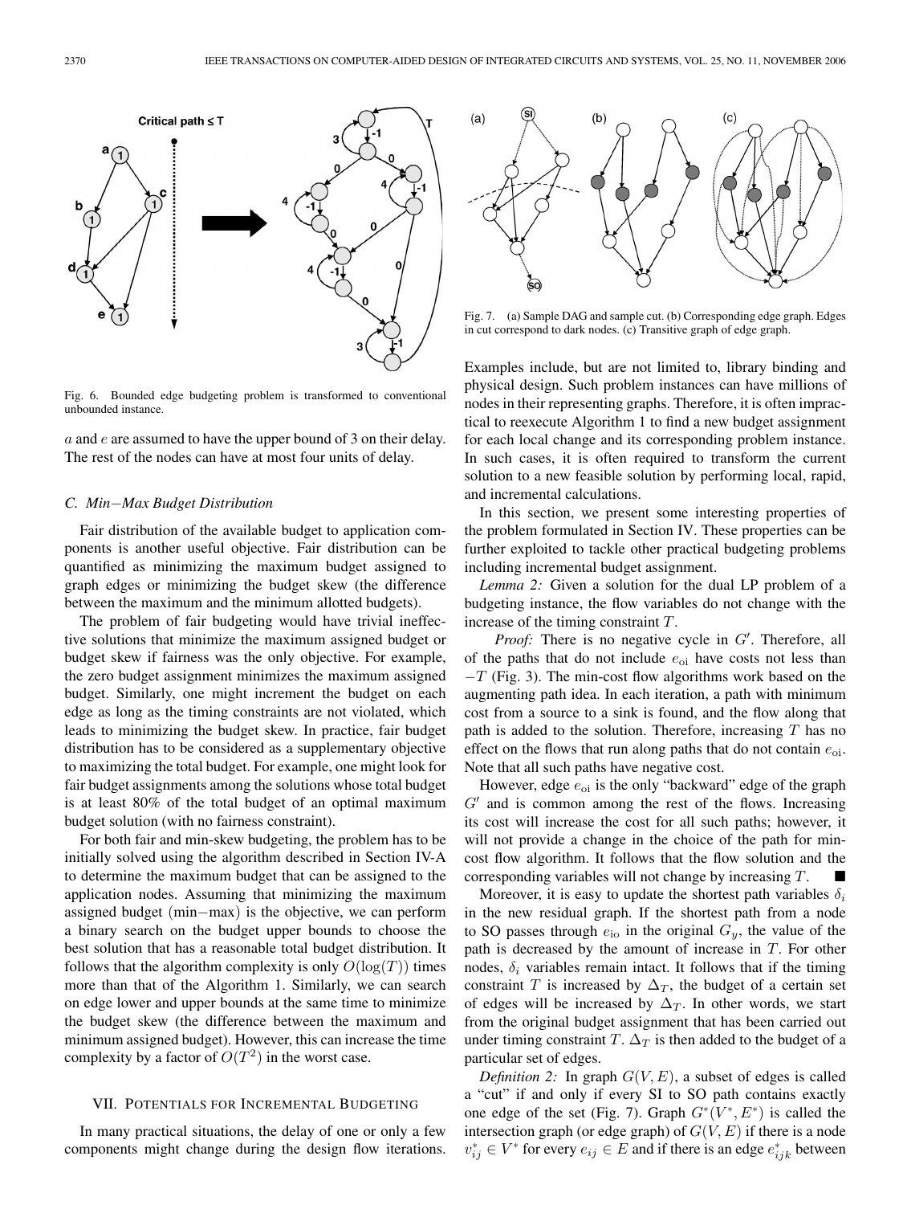Critical path ≤ T

Fig. 6. Bounded edge budgeting problem is transformed to conventional unbounded instance.

$a$ and $e$ are assumed to have the upper bound of 3 on their delay. The rest of the nodes can have at most four units of delay.

### C. Min−Max Budget Distribution

Fair distribution of the available budget to application components is another useful objective. Fair distribution can be quantified as minimizing the maximum budget assigned to graph edges or minimizing the budget skew (the difference between the maximum and the minimum allotted budgets).

The problem of fair budgeting would have trivial ineffective solutions that minimize the maximum assigned budget or budget skew if fairness was the only objective. For example, the zero budget assignment minimizes the maximum assigned budget. Similarly, one might increment the budget on each edge as long as the timing constraints are not violated, which leads to minimizing the budget skew. In practice, fair budget distribution has to be considered as a supplementary objective to maximizing the total budget. For example, one might look for fair budget assignments among the solutions whose total budget is at least 80% of the total budget of an optimal maximum budget solution (with no fairness constraint).

For both fair and min-skew budgeting, the problem has to be initially solved using the algorithm described in Section IV-A to determine the maximum budget that can be assigned to the application nodes. Assuming that minimizing the maximum assigned budget (min−max) is the objective, we can perform a binary search on the budget upper bounds to choose the best solution that has a reasonable total budget distribution. It follows that the algorithm complexity is only $O(\log(T))$ times more than that of the Algorithm 1. Similarly, we can search on edge lower and upper bounds at the same time to minimize the budget skew (the difference between the maximum and minimum assigned budget). However, this can increase the time complexity by a factor of $O(T^2)$ in the worst case.

## VII. Potentials for Incremental Budgeting

In many practical situations, the delay of one or only a few components might change during the design flow iterations. Examples include, but are not limited to, library binding and physical design. Such problem instances can have millions of nodes in their representing graphs. Therefore, it is often impractical to reexecute Algorithm 1 to find a new budget assignment for each local change and its corresponding problem instance. In such cases, it is often required to transform the current solution to a new feasible solution by performing local, rapid, and incremental calculations.

Fig. 7. (a) Sample DAG and sample cut. (b) Corresponding edge graph. Edges in cut correspond to dark nodes. (c) Transitive graph of edge graph.

In this section, we present some interesting properties of the problem formulated in Section IV. These properties can be further exploited to tackle other practical budgeting problems including incremental budget assignment.

*Lemma 2:* Given a solution for the dual LP problem of a budgeting instance, the flow variables do not change with the increase of the timing constraint $T$.

*Proof:* There is no negative cycle in $G'$. Therefore, all of the paths that do not include $e_{\text{oi}}$ have costs not less than $-T$ (Fig. 3). The min-cost flow algorithms work based on the augmenting path idea. In each iteration, a path with minimum cost from a source to a sink is found, and the flow along that path is added to the solution. Therefore, increasing $T$ has no effect on the flows that run along paths that do not contain $e_{\text{oi}}$. Note that all such paths have negative cost.

However, edge $e_{\text{oi}}$ is the only "backward" edge of the graph $G'$ and is common among the rest of the flows. Increasing its cost will increase the cost for all such paths; however, it will not provide a change in the choice of the path for min-cost flow algorithm. It follows that the flow solution and the corresponding variables will not change by increasing $T$. ■

Moreover, it is easy to update the shortest path variables $\delta_i$ in the new residual graph. If the shortest path from a node to SO passes through $e_{\text{io}}$ in the original $G_y$, the value of the path is decreased by the amount of increase in $T$. For other nodes, $\delta_i$ variables remain intact. It follows that if the timing constraint $T$ is increased by $\Delta_T$, the budget of a certain set of edges will be increased by $\Delta_T$. In other words, we start from the original budget assignment that has been carried out under timing constraint $T$. $\Delta_T$ is then added to the budget of a particular set of edges.

*Definition 2:* In graph $G(V, E)$, a subset of edges is called a "cut" if and only if every SI to SO path contains exactly one edge of the set (Fig. 7). Graph $G^*(V^*, E^*)$ is called the intersection graph (or edge graph) of $G(V, E)$ if there is a node $v^*_{ij} \in V^*$ for every $e_{ij} \in E$ and if there is an edge $e^*_{ijk}$ between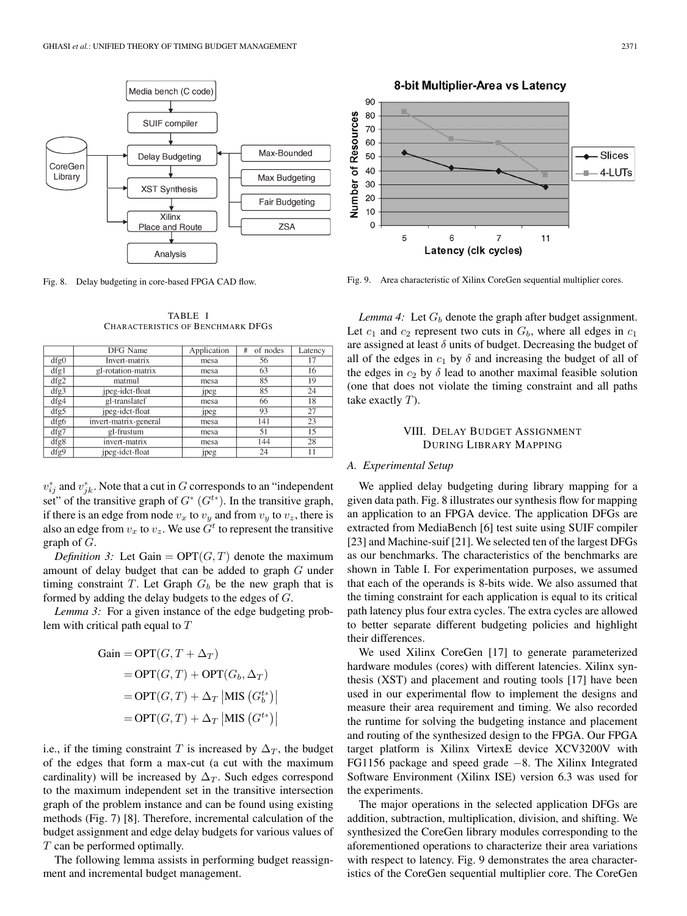Fig. 8. Delay budgeting in core-based FPGA CAD flow.

Fig. 9. Area characteristic of Xilinx CoreGen sequential multiplier cores.

TABLE I
CHARACTERISTICS OF BENCHMARK DFGS

| | DFG Name | Application | # of nodes | Latency |
|---|---|---|---|---|
| dfg0 | Invert-matrix | mesa | 56 | 17 |
| dfg1 | gl-rotation-matrix | mesa | 63 | 16 |
| dfg2 | matmul | mesa | 85 | 19 |
| dfg3 | jpeg-idct-float | jpeg | 85 | 24 |
| dfg4 | gl-translatef | mesa | 66 | 18 |
| dfg5 | jpeg-idct-float | jpeg | 93 | 27 |
| dfg6 | invert-matrix-general | mesa | 141 | 23 |
| dfg7 | gl-frustum | mesa | 51 | 15 |
| dfg8 | invert-matrix | mesa | 144 | 28 |
| dfg9 | jpeg-idct-float | jpeg | 24 | 11 |

$v^*_{ij}$ and $v^*_{jk}$. Note that a cut in $G$ corresponds to an "independent set" of the transitive graph of $G^*$ ($G^{t*}$). In the transitive graph, if there is an edge from node $v_x$ to $v_y$ and from $v_y$ to $v_z$, there is also an edge from $v_x$ to $v_z$. We use $G^t$ to represent the transitive graph of $G$.

*Definition 3:* Let Gain $= \mathrm{OPT}(G, T)$ denote the maximum amount of delay budget that can be added to graph $G$ under timing constraint $T$. Let Graph $G_b$ be the new graph that is formed by adding the delay budgets to the edges of $G$.

*Lemma 3:* For a given instance of the edge budgeting problem with critical path equal to $T$

$$\begin{aligned}\text{Gain} &= \mathrm{OPT}(G, T + \Delta_T)\\ &= \mathrm{OPT}(G, T) + \mathrm{OPT}(G_b, \Delta_T)\\ &= \mathrm{OPT}(G, T) + \Delta_T \left|\mathrm{MIS}\left(G_b^{t*}\right)\right|\\ &= \mathrm{OPT}(G, T) + \Delta_T \left|\mathrm{MIS}\left(G^{t*}\right)\right|\end{aligned}$$

i.e., if the timing constraint $T$ is increased by $\Delta_T$, the budget of the edges that form a max-cut (a cut with the maximum cardinality) will be increased by $\Delta_T$. Such edges correspond to the maximum independent set in the transitive intersection graph of the problem instance and can be found using existing methods (Fig. 7) [8]. Therefore, incremental calculation of the budget assignment and edge delay budgets for various values of $T$ can be performed optimally.

The following lemma assists in performing budget reassignment and incremental budget management.

*Lemma 4:* Let $G_b$ denote the graph after budget assignment. Let $c_1$ and $c_2$ represent two cuts in $G_b$, where all edges in $c_1$ are assigned at least $\delta$ units of budget. Decreasing the budget of all of the edges in $c_1$ by $\delta$ and increasing the budget of all of the edges in $c_2$ by $\delta$ lead to another maximal feasible solution (one that does not violate the timing constraint and all paths take exactly $T$).

## VIII. Delay Budget Assignment During Library Mapping

### A. Experimental Setup

We applied delay budgeting during library mapping for a given data path. Fig. 8 illustrates our synthesis flow for mapping an application to an FPGA device. The application DFGs are extracted from MediaBench [6] test suite using SUIF compiler [23] and Machine-suif [21]. We selected ten of the largest DFGs as our benchmarks. The characteristics of the benchmarks are shown in Table I. For experimentation purposes, we assumed that each of the operands is 8-bits wide. We also assumed that the timing constraint for each application is equal to its critical path latency plus four extra cycles. The extra cycles are allowed to better separate different budgeting policies and highlight their differences.

We used Xilinx CoreGen [17] to generate parameterized hardware modules (cores) with different latencies. Xilinx synthesis (XST) and placement and routing tools [17] have been used in our experimental flow to implement the designs and measure their area requirement and timing. We also recorded the runtime for solving the budgeting instance and placement and routing of the synthesized design to the FPGA. Our FPGA target platform is Xilinx VirtexE device XCV3200V with FG1156 package and speed grade −8. The Xilinx Integrated Software Environment (Xilinx ISE) version 6.3 was used for the experiments.

The major operations in the selected application DFGs are addition, subtraction, multiplication, division, and shifting. We synthesized the CoreGen library modules corresponding to the aforementioned operations to characterize their area variations with respect to latency. Fig. 9 demonstrates the area characteristics of the CoreGen sequential multiplier core. The CoreGen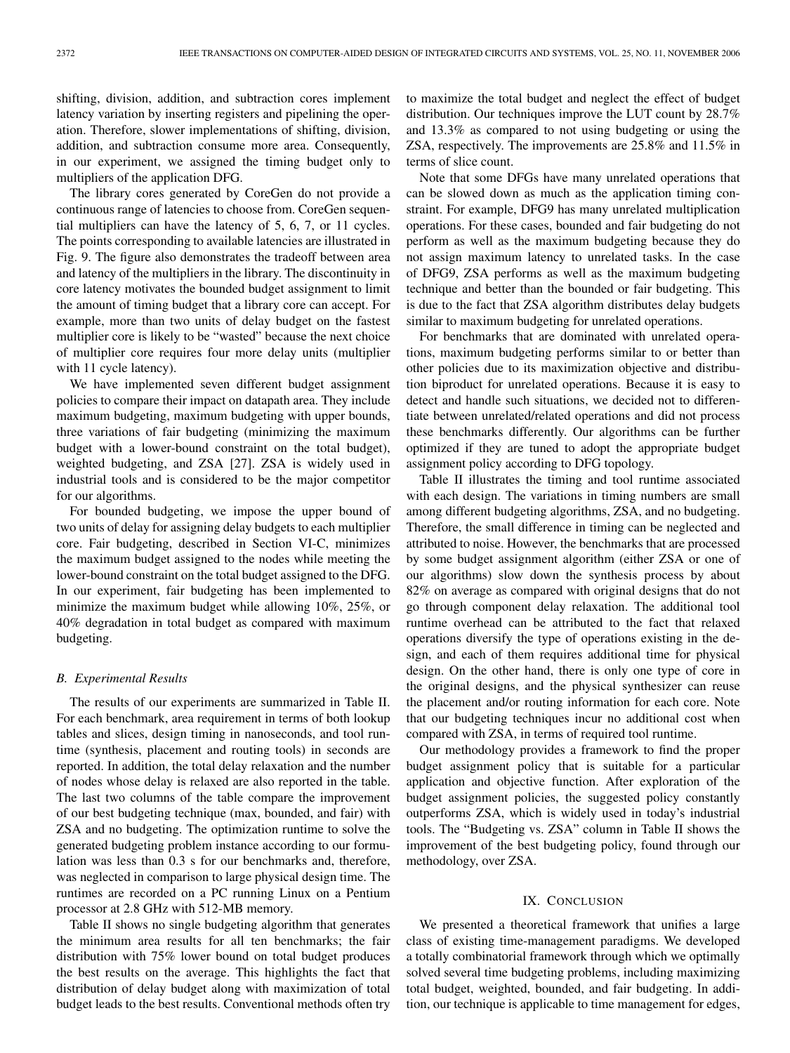shifting, division, addition, and subtraction cores implement latency variation by inserting registers and pipelining the operation. Therefore, slower implementations of shifting, division, addition, and subtraction consume more area. Consequently, in our experiment, we assigned the timing budget only to multipliers of the application DFG.

The library cores generated by CoreGen do not provide a continuous range of latencies to choose from. CoreGen sequential multipliers can have the latency of 5, 6, 7, or 11 cycles. The points corresponding to available latencies are illustrated in Fig. 9. The figure also demonstrates the tradeoff between area and latency of the multipliers in the library. The discontinuity in core latency motivates the bounded budget assignment to limit the amount of timing budget that a library core can accept. For example, more than two units of delay budget on the fastest multiplier core is likely to be "wasted" because the next choice of multiplier core requires four more delay units (multiplier with 11 cycle latency).

We have implemented seven different budget assignment policies to compare their impact on datapath area. They include maximum budgeting, maximum budgeting with upper bounds, three variations of fair budgeting (minimizing the maximum budget with a lower-bound constraint on the total budget), weighted budgeting, and ZSA [27]. ZSA is widely used in industrial tools and is considered to be the major competitor for our algorithms.

For bounded budgeting, we impose the upper bound of two units of delay for assigning delay budgets to each multiplier core. Fair budgeting, described in Section VI-C, minimizes the maximum budget assigned to the nodes while meeting the lower-bound constraint on the total budget assigned to the DFG. In our experiment, fair budgeting has been implemented to minimize the maximum budget while allowing 10%, 25%, or 40% degradation in total budget as compared with maximum budgeting.

### B. Experimental Results

The results of our experiments are summarized in Table II. For each benchmark, area requirement in terms of both lookup tables and slices, design timing in nanoseconds, and tool runtime (synthesis, placement and routing tools) in seconds are reported. In addition, the total delay relaxation and the number of nodes whose delay is relaxed are also reported in the table. The last two columns of the table compare the improvement of our best budgeting technique (max, bounded, and fair) with ZSA and no budgeting. The optimization runtime to solve the generated budgeting problem instance according to our formulation was less than 0.3 s for our benchmarks and, therefore, was neglected in comparison to large physical design time. The runtimes are recorded on a PC running Linux on a Pentium processor at 2.8 GHz with 512-MB memory.

Table II shows no single budgeting algorithm that generates the minimum area results for all ten benchmarks; the fair distribution with 75% lower bound on total budget produces the best results on the average. This highlights the fact that distribution of delay budget along with maximization of total budget leads to the best results. Conventional methods often try to maximize the total budget and neglect the effect of budget distribution. Our techniques improve the LUT count by 28.7% and 13.3% as compared to not using budgeting or using the ZSA, respectively. The improvements are 25.8% and 11.5% in terms of slice count.

Note that some DFGs have many unrelated operations that can be slowed down as much as the application timing constraint. For example, DFG9 has many unrelated multiplication operations. For these cases, bounded and fair budgeting do not perform as well as the maximum budgeting because they do not assign maximum latency to unrelated tasks. In the case of DFG9, ZSA performs as well as the maximum budgeting technique and better than the bounded or fair budgeting. This is due to the fact that ZSA algorithm distributes delay budgets similar to maximum budgeting for unrelated operations.

For benchmarks that are dominated with unrelated operations, maximum budgeting performs similar to or better than other policies due to its maximization objective and distribution biproduct for unrelated operations. Because it is easy to detect and handle such situations, we decided not to differentiate between unrelated/related operations and did not process these benchmarks differently. Our algorithms can be further optimized if they are tuned to adopt the appropriate budget assignment policy according to DFG topology.

Table II illustrates the timing and tool runtime associated with each design. The variations in timing numbers are small among different budgeting algorithms, ZSA, and no budgeting. Therefore, the small difference in timing can be neglected and attributed to noise. However, the benchmarks that are processed by some budget assignment algorithm (either ZSA or one of our algorithms) slow down the synthesis process by about 82% on average as compared with original designs that do not go through component delay relaxation. The additional tool runtime overhead can be attributed to the fact that relaxed operations diversify the type of operations existing in the design, and each of them requires additional time for physical design. On the other hand, there is only one type of core in the original designs, and the physical synthesizer can reuse the placement and/or routing information for each core. Note that our budgeting techniques incur no additional cost when compared with ZSA, in terms of required tool runtime.

Our methodology provides a framework to find the proper budget assignment policy that is suitable for a particular application and objective function. After exploration of the budget assignment policies, the suggested policy constantly outperforms ZSA, which is widely used in today's industrial tools. The "Budgeting vs. ZSA" column in Table II shows the improvement of the best budgeting policy, found through our methodology, over ZSA.

## IX. Conclusion

We presented a theoretical framework that unifies a large class of existing time-management paradigms. We developed a totally combinatorial framework through which we optimally solved several time budgeting problems, including maximizing total budget, weighted, bounded, and fair budgeting. In addition, our technique is applicable to time management for edges,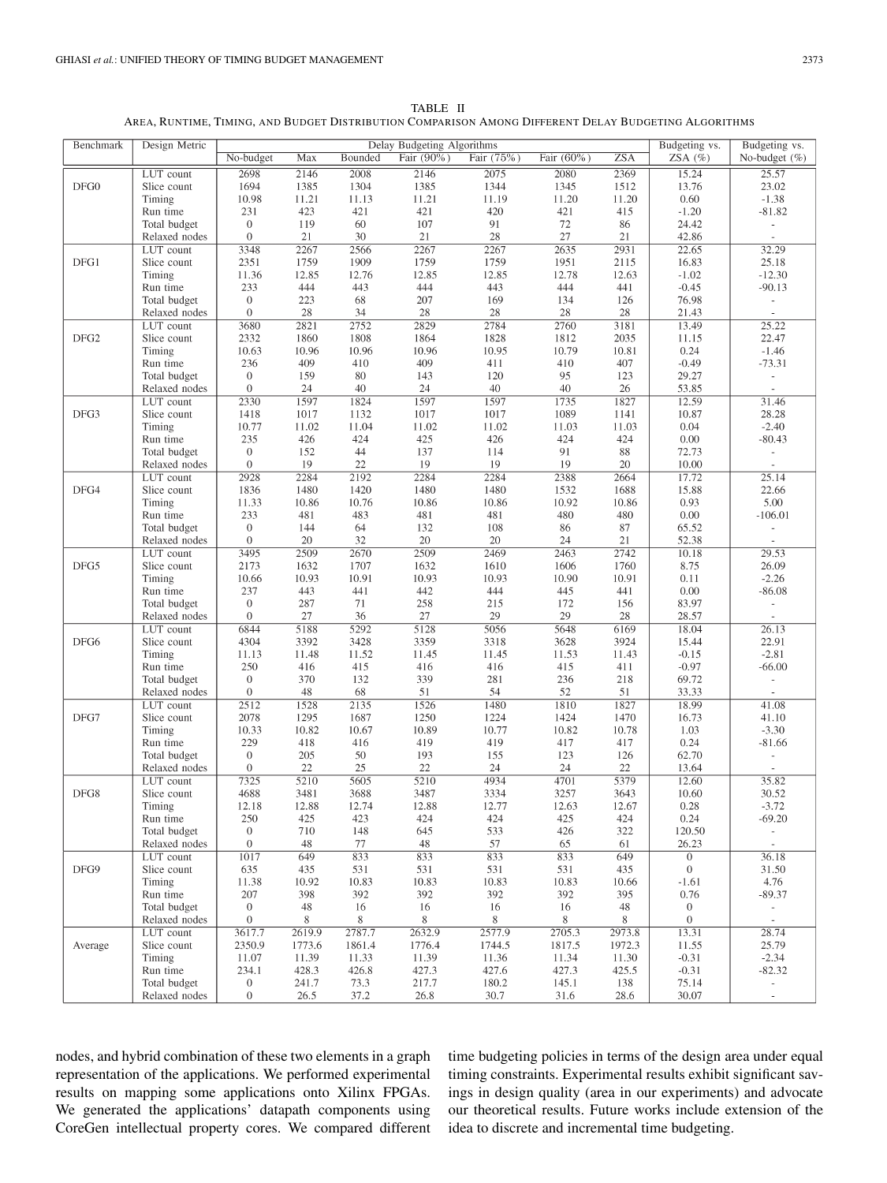TABLE II
AREA, RUNTIME, TIMING, AND BUDGET DISTRIBUTION COMPARISON AMONG DIFFERENT DELAY BUDGETING ALGORITHMS

| Benchmark | Design Metric | Delay Budgeting Algorithms | | | | | | | Budgeting vs. ZSA (%) | Budgeting vs. No-budget (%) |
|---|---|---|---|---|---|---|---|---|---|---|
| | | No-budget | Max | Bounded | Fair (90%) | Fair (75%) | Fair (60%) | ZSA | | |
| DFG0 | LUT count | 2698 | 2146 | 2008 | 2146 | 2075 | 2080 | 2369 | 15.24 | 25.57 |
| | Slice count | 1694 | 1385 | 1304 | 1385 | 1344 | 1345 | 1512 | 13.76 | 23.02 |
| | Timing | 10.98 | 11.21 | 11.13 | 11.21 | 11.19 | 11.20 | 11.20 | 0.60 | -1.38 |
| | Run time | 231 | 423 | 421 | 421 | 420 | 421 | 415 | -1.20 | -81.82 |
| | Total budget | 0 | 119 | 60 | 107 | 91 | 72 | 86 | 24.42 | - |
| | Relaxed nodes | 0 | 21 | 30 | 21 | 28 | 27 | 21 | 42.86 | - |
| DFG1 | LUT count | 3348 | 2267 | 2566 | 2267 | 2267 | 2635 | 2931 | 22.65 | 32.29 |
| | Slice count | 2351 | 1759 | 1909 | 1759 | 1759 | 1951 | 2115 | 16.83 | 25.18 |
| | Timing | 11.36 | 12.85 | 12.76 | 12.85 | 12.85 | 12.78 | 12.63 | -1.02 | -12.30 |
| | Run time | 233 | 444 | 443 | 444 | 443 | 444 | 441 | -0.45 | -90.13 |
| | Total budget | 0 | 223 | 68 | 207 | 169 | 134 | 126 | 76.98 | - |
| | Relaxed nodes | 0 | 28 | 34 | 28 | 28 | 28 | 28 | 21.43 | - |
| DFG2 | LUT count | 3680 | 2821 | 2752 | 2829 | 2784 | 2760 | 3181 | 13.49 | 25.22 |
| | Slice count | 2332 | 1860 | 1808 | 1864 | 1828 | 1812 | 2035 | 11.15 | 22.47 |
| | Timing | 10.63 | 10.96 | 10.96 | 10.96 | 10.95 | 10.79 | 10.81 | 0.24 | -1.46 |
| | Run time | 236 | 409 | 410 | 409 | 411 | 410 | 407 | -0.49 | -73.31 |
| | Total budget | 0 | 159 | 80 | 143 | 120 | 95 | 123 | 29.27 | - |
| | Relaxed nodes | 0 | 24 | 40 | 24 | 40 | 40 | 26 | 53.85 | - |
| DFG3 | LUT count | 2330 | 1597 | 1824 | 1597 | 1597 | 1735 | 1827 | 12.59 | 31.46 |
| | Slice count | 1418 | 1017 | 1132 | 1017 | 1017 | 1089 | 1141 | 10.87 | 28.28 |
| | Timing | 10.77 | 11.02 | 11.04 | 11.02 | 11.02 | 11.03 | 11.03 | 0.04 | -2.40 |
| | Run time | 235 | 426 | 424 | 425 | 426 | 424 | 424 | 0.00 | -80.43 |
| | Total budget | 0 | 152 | 44 | 137 | 114 | 91 | 88 | 72.73 | - |
| | Relaxed nodes | 0 | 19 | 22 | 19 | 19 | 19 | 20 | 10.00 | - |
| DFG4 | LUT count | 2928 | 2284 | 2192 | 2284 | 2284 | 2388 | 2664 | 17.72 | 25.14 |
| | Slice count | 1836 | 1480 | 1420 | 1480 | 1480 | 1532 | 1688 | 15.88 | 22.66 |
| | Timing | 11.33 | 10.86 | 10.76 | 10.86 | 10.86 | 10.92 | 10.86 | 0.93 | 5.00 |
| | Run time | 233 | 481 | 483 | 481 | 481 | 480 | 480 | 0.00 | -106.01 |
| | Total budget | 0 | 144 | 64 | 132 | 108 | 86 | 87 | 65.52 | - |
| | Relaxed nodes | 0 | 20 | 32 | 20 | 20 | 24 | 21 | 52.38 | - |
| DFG5 | LUT count | 3495 | 2509 | 2670 | 2509 | 2469 | 2463 | 2742 | 10.18 | 29.53 |
| | Slice count | 2173 | 1632 | 1707 | 1632 | 1610 | 1606 | 1760 | 8.75 | 26.09 |
| | Timing | 10.66 | 10.93 | 10.91 | 10.93 | 10.93 | 10.90 | 10.91 | 0.11 | -2.26 |
| | Run time | 237 | 443 | 441 | 442 | 444 | 445 | 441 | 0.00 | -86.08 |
| | Total budget | 0 | 287 | 71 | 258 | 215 | 172 | 156 | 83.97 | - |
| | Relaxed nodes | 0 | 27 | 36 | 27 | 29 | 29 | 28 | 28.57 | - |
| DFG6 | LUT count | 6844 | 5188 | 5292 | 5128 | 5056 | 5648 | 6169 | 18.04 | 26.13 |
| | Slice count | 4304 | 3392 | 3428 | 3359 | 3318 | 3628 | 3924 | 15.44 | 22.91 |
| | Timing | 11.13 | 11.48 | 11.52 | 11.45 | 11.45 | 11.53 | 11.43 | -0.15 | -2.81 |
| | Run time | 250 | 416 | 415 | 416 | 416 | 415 | 411 | -0.97 | -66.00 |
| | Total budget | 0 | 370 | 132 | 339 | 281 | 236 | 218 | 69.72 | - |
| | Relaxed nodes | 0 | 48 | 68 | 51 | 54 | 52 | 51 | 33.33 | - |
| DFG7 | LUT count | 2512 | 1528 | 2135 | 1526 | 1480 | 1810 | 1827 | 18.99 | 41.08 |
| | Slice count | 2078 | 1295 | 1687 | 1250 | 1224 | 1424 | 1470 | 16.73 | 41.10 |
| | Timing | 10.33 | 10.82 | 10.67 | 10.89 | 10.77 | 10.82 | 10.78 | 1.03 | -3.30 |
| | Run time | 229 | 418 | 416 | 419 | 419 | 417 | 417 | 0.24 | -81.66 |
| | Total budget | 0 | 205 | 50 | 193 | 155 | 123 | 126 | 62.70 | - |
| | Relaxed nodes | 0 | 22 | 25 | 22 | 24 | 24 | 22 | 13.64 | - |
| DFG8 | LUT count | 7325 | 5210 | 5605 | 5210 | 4934 | 4701 | 5379 | 12.60 | 35.82 |
| | Slice count | 4688 | 3481 | 3688 | 3487 | 3334 | 3257 | 3643 | 10.60 | 30.52 |
| | Timing | 12.18 | 12.88 | 12.74 | 12.88 | 12.77 | 12.63 | 12.67 | 0.28 | -3.72 |
| | Run time | 250 | 425 | 423 | 424 | 424 | 425 | 424 | 0.24 | -69.20 |
| | Total budget | 0 | 710 | 148 | 645 | 533 | 426 | 322 | 120.50 | - |
| | Relaxed nodes | 0 | 48 | 77 | 48 | 57 | 65 | 61 | 26.23 | - |
| DFG9 | LUT count | 1017 | 649 | 833 | 833 | 833 | 833 | 649 | 0 | 36.18 |
| | Slice count | 635 | 435 | 531 | 531 | 531 | 531 | 435 | 0 | 31.50 |
| | Timing | 11.38 | 10.92 | 10.83 | 10.83 | 10.83 | 10.83 | 10.66 | -1.61 | 4.76 |
| | Run time | 207 | 398 | 392 | 392 | 392 | 392 | 395 | 0.76 | -89.37 |
| | Total budget | 0 | 48 | 16 | 16 | 16 | 16 | 48 | 0 | - |
| | Relaxed nodes | 0 | 8 | 8 | 8 | 8 | 8 | 8 | 0 | - |
| Average | LUT count | 3617.7 | 2619.9 | 2787.7 | 2632.9 | 2577.9 | 2705.3 | 2973.8 | 13.31 | 28.74 |
| | Slice count | 2350.9 | 1773.6 | 1861.4 | 1776.4 | 1744.5 | 1817.5 | 1972.3 | 11.55 | 25.79 |
| | Timing | 11.07 | 11.39 | 11.33 | 11.39 | 11.36 | 11.34 | 11.30 | -0.31 | -2.34 |
| | Run time | 234.1 | 428.3 | 426.8 | 427.3 | 427.6 | 427.3 | 425.5 | -0.31 | -82.32 |
| | Total budget | 0 | 241.7 | 73.3 | 217.7 | 180.2 | 145.1 | 138 | 75.14 | - |
| | Relaxed nodes | 0 | 26.5 | 37.2 | 26.8 | 30.7 | 31.6 | 28.6 | 30.07 | - |

nodes, and hybrid combination of these two elements in a graph representation of the applications. We performed experimental results on mapping some applications onto Xilinx FPGAs. We generated the applications' datapath components using CoreGen intellectual property cores. We compared different time budgeting policies in terms of the design area under equal timing constraints. Experimental results exhibit significant savings in design quality (area in our experiments) and advocate our theoretical results. Future works include extension of the idea to discrete and incremental time budgeting.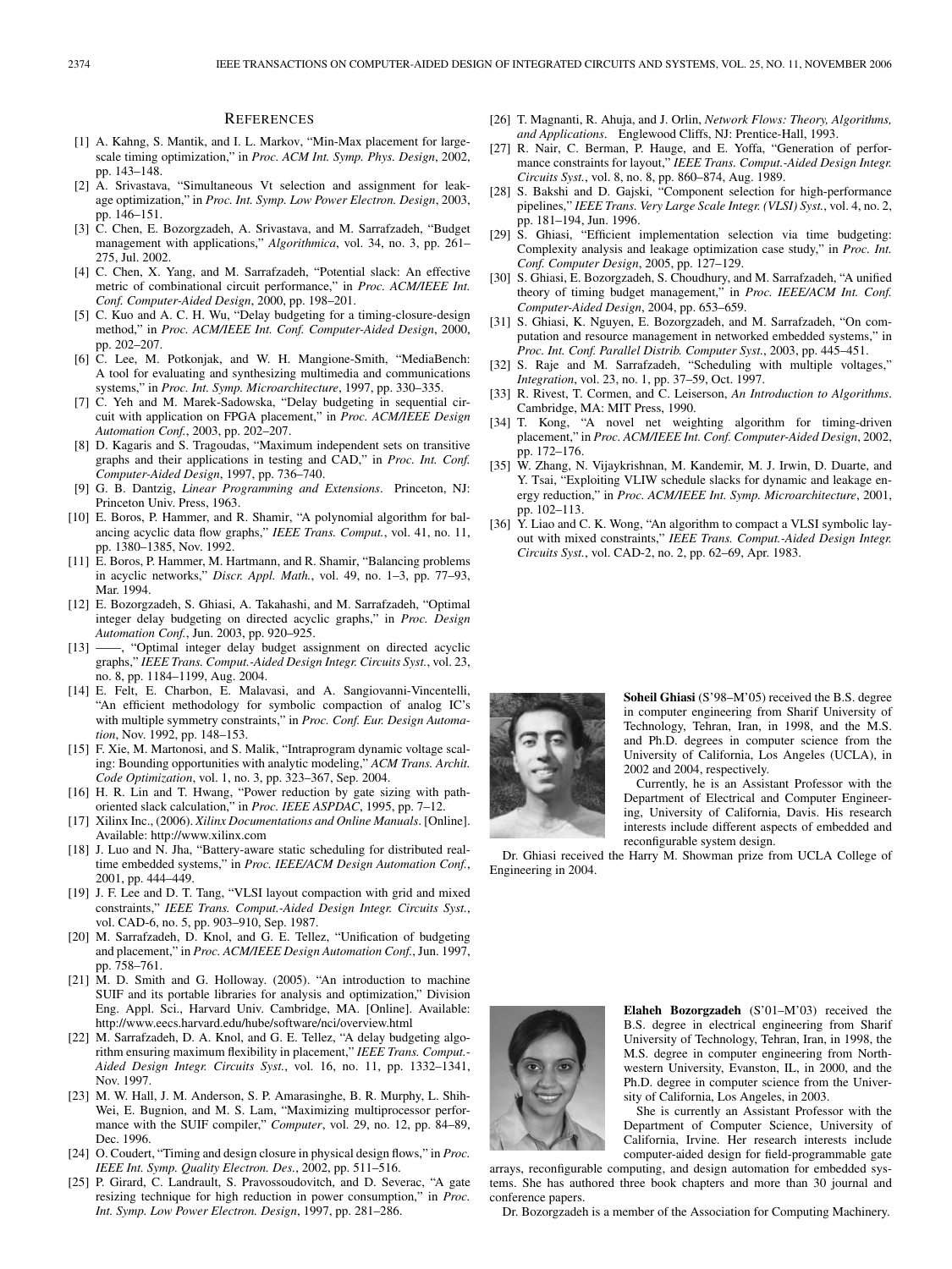## References

[1] A. Kahng, S. Mantik, and I. L. Markov, "Min-Max placement for large-scale timing optimization," in *Proc. ACM Int. Symp. Phys. Design*, 2002, pp. 143–148.

[2] A. Srivastava, "Simultaneous Vt selection and assignment for leakage optimization," in *Proc. Int. Symp. Low Power Electron. Design*, 2003, pp. 146–151.

[3] C. Chen, E. Bozorgzadeh, A. Srivastava, and M. Sarrafzadeh, "Budget management with applications," *Algorithmica*, vol. 34, no. 3, pp. 261–275, Jul. 2002.

[4] C. Chen, X. Yang, and M. Sarrafzadeh, "Potential slack: An effective metric of combinational circuit performance," in *Proc. ACM/IEEE Int. Conf. Computer-Aided Design*, 2000, pp. 198–201.

[5] C. Kuo and A. C. H. Wu, "Delay budgeting for a timing-closure-design method," in *Proc. ACM/IEEE Int. Conf. Computer-Aided Design*, 2000, pp. 202–207.

[6] C. Lee, M. Potkonjak, and W. H. Mangione-Smith, "MediaBench: A tool for evaluating and synthesizing multimedia and communications systems," in *Proc. Int. Symp. Microarchitecture*, 1997, pp. 330–335.

[7] C. Yeh and M. Marek-Sadowska, "Delay budgeting in sequential circuit with application on FPGA placement," in *Proc. ACM/IEEE Design Automation Conf.*, 2003, pp. 202–207.

[8] D. Kagaris and S. Tragoudas, "Maximum independent sets on transitive graphs and their applications in testing and CAD," in *Proc. Int. Conf. Computer-Aided Design*, 1997, pp. 736–740.

[9] G. B. Dantzig, *Linear Programming and Extensions*. Princeton, NJ: Princeton Univ. Press, 1963.

[10] E. Boros, P. Hammer, and R. Shamir, "A polynomial algorithm for balancing acyclic data flow graphs," *IEEE Trans. Comput.*, vol. 41, no. 11, pp. 1380–1385, Nov. 1992.

[11] E. Boros, P. Hammer, M. Hartmann, and R. Shamir, "Balancing problems in acyclic networks," *Discr. Appl. Math.*, vol. 49, no. 1–3, pp. 77–93, Mar. 1994.

[12] E. Bozorgzadeh, S. Ghiasi, A. Takahashi, and M. Sarrafzadeh, "Optimal integer delay budgeting on directed acyclic graphs," in *Proc. Design Automation Conf.*, Jun. 2003, pp. 920–925.

[13] ——, "Optimal integer delay budget assignment on directed acyclic graphs," *IEEE Trans. Comput.-Aided Design Integr. Circuits Syst.*, vol. 23, no. 8, pp. 1184–1199, Aug. 2004.

[14] E. Felt, E. Charbon, E. Malavasi, and A. Sangiovanni-Vincentelli, "An efficient methodology for symbolic compaction of analog IC's with multiple symmetry constraints," in *Proc. Conf. Eur. Design Automation*, Nov. 1992, pp. 148–153.

[15] F. Xie, M. Martonosi, and S. Malik, "Intraprogram dynamic voltage scaling: Bounding opportunities with analytic modeling," *ACM Trans. Archit. Code Optimization*, vol. 1, no. 3, pp. 323–367, Sep. 2004.

[16] H. R. Lin and T. Hwang, "Power reduction by gate sizing with path-oriented slack calculation," in *Proc. IEEE ASPDAC*, 1995, pp. 7–12.

[17] Xilinx Inc., (2006). *Xilinx Documentations and Online Manuals*. [Online]. Available: http://www.xilinx.com

[18] J. Luo and N. Jha, "Battery-aware static scheduling for distributed real-time embedded systems," in *Proc. IEEE/ACM Design Automation Conf.*, 2001, pp. 444–449.

[19] J. F. Lee and D. T. Tang, "VLSI layout compaction with grid and mixed constraints," *IEEE Trans. Comput.-Aided Design Integr. Circuits Syst.*, vol. CAD-6, no. 5, pp. 903–910, Sep. 1987.

[20] M. Sarrafzadeh, D. Knol, and G. E. Tellez, "Unification of budgeting and placement," in *Proc. ACM/IEEE Design Automation Conf.*, Jun. 1997, pp. 758–761.

[21] M. D. Smith and G. Holloway. (2005). "An introduction to machine SUIF and its portable libraries for analysis and optimization," Division Eng. Appl. Sci., Harvard Univ. Cambridge, MA. [Online]. Available: http://www.eecs.harvard.edu/hube/software/nci/overview.html

[22] M. Sarrafzadeh, D. A. Knol, and G. E. Tellez, "A delay budgeting algorithm ensuring maximum flexibility in placement," *IEEE Trans. Comput.-Aided Design Integr. Circuits Syst.*, vol. 16, no. 11, pp. 1332–1341, Nov. 1997.

[23] M. W. Hall, J. M. Anderson, S. P. Amarasinghe, B. R. Murphy, L. Shih-Wei, E. Bugnion, and M. S. Lam, "Maximizing multiprocessor performance with the SUIF compiler," *Computer*, vol. 29, no. 12, pp. 84–89, Dec. 1996.

[24] O. Coudert, "Timing and design closure in physical design flows," in *Proc. IEEE Int. Symp. Quality Electron. Des.*, 2002, pp. 511–516.

[25] P. Girard, C. Landrault, S. Pravossoudovitch, and D. Severac, "A gate resizing technique for high reduction in power consumption," in *Proc. Int. Symp. Low Power Electron. Design*, 1997, pp. 281–286.

[26] T. Magnanti, R. Ahuja, and J. Orlin, *Network Flows: Theory, Algorithms, and Applications*. Englewood Cliffs, NJ: Prentice-Hall, 1993.

[27] R. Nair, C. Berman, P. Hauge, and E. Yoffa, "Generation of performance constraints for layout," *IEEE Trans. Comput.-Aided Design Integr. Circuits Syst.*, vol. 8, no. 8, pp. 860–874, Aug. 1989.

[28] S. Bakshi and D. Gajski, "Component selection for high-performance pipelines," *IEEE Trans. Very Large Scale Integr. (VLSI) Syst.*, vol. 4, no. 2, pp. 181–194, Jun. 1996.

[29] S. Ghiasi, "Efficient implementation selection via time budgeting: Complexity analysis and leakage optimization case study," in *Proc. Int. Conf. Computer Design*, 2005, pp. 127–129.

[30] S. Ghiasi, E. Bozorgzadeh, S. Choudhury, and M. Sarrafzadeh, "A unified theory of timing budget management," in *Proc. IEEE/ACM Int. Conf. Computer-Aided Design*, 2004, pp. 653–659.

[31] S. Ghiasi, K. Nguyen, E. Bozorgzadeh, and M. Sarrafzadeh, "On computation and resource management in networked embedded systems," in *Proc. Int. Conf. Parallel Distrib. Computer Syst.*, 2003, pp. 445–451.

[32] S. Raje and M. Sarrafzadeh, "Scheduling with multiple voltages," *Integration*, vol. 23, no. 1, pp. 37–59, Oct. 1997.

[33] R. Rivest, T. Cormen, and C. Leiserson, *An Introduction to Algorithms*. Cambridge, MA: MIT Press, 1990.

[34] T. Kong, "A novel net weighting algorithm for timing-driven placement," in *Proc. ACM/IEEE Int. Conf. Computer-Aided Design*, 2002, pp. 172–176.

[35] W. Zhang, N. Vijaykrishnan, M. Kandemir, M. J. Irwin, D. Duarte, and Y. Tsai, "Exploiting VLIW schedule slacks for dynamic and leakage energy reduction," in *Proc. ACM/IEEE Int. Symp. Microarchitecture*, 2001, pp. 102–113.

[36] Y. Liao and C. K. Wong, "An algorithm to compact a VLSI symbolic layout with mixed constraints," *IEEE Trans. Comput.-Aided Design Integr. Circuits Syst.*, vol. CAD-2, no. 2, pp. 62–69, Apr. 1983.

**Soheil Ghiasi** (S'98–M'05) received the B.S. degree in computer engineering from Sharif University of Technology, Tehran, Iran, in 1998, and the M.S. and Ph.D. degrees in computer science from the University of California, Los Angeles (UCLA), in 2002 and 2004, respectively.

Currently, he is an Assistant Professor with the Department of Electrical and Computer Engineering, University of California, Davis. His research interests include different aspects of embedded and reconfigurable system design.

Dr. Ghiasi received the Harry M. Showman prize from UCLA College of Engineering in 2004.

**Elaheh Bozorgzadeh** (S'01–M'03) received the B.S. degree in electrical engineering from Sharif University of Technology, Tehran, Iran, in 1998, the M.S. degree in computer engineering from Northwestern University, Evanston, IL, in 2000, and the Ph.D. degree in computer science from the University of California, Los Angeles, in 2003.

She is currently an Assistant Professor with the Department of Computer Science, University of California, Irvine. Her research interests include computer-aided design for field-programmable gate arrays, reconfigurable computing, and design automation for embedded systems. She has authored three book chapters and more than 30 journal and conference papers.

Dr. Bozorgzadeh is a member of the Association for Computing Machinery.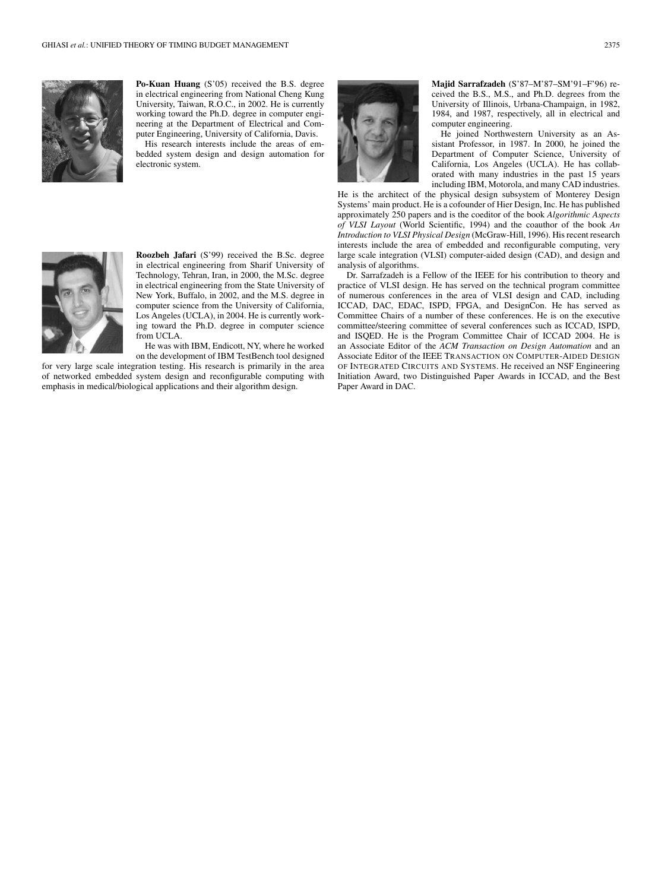**Po-Kuan Huang** (S'05) received the B.S. degree in electrical engineering from National Cheng Kung University, Taiwan, R.O.C., in 2002. He is currently working toward the Ph.D. degree in computer engineering at the Department of Electrical and Computer Engineering, University of California, Davis.

His research interests include the areas of embedded system design and design automation for electronic system.

**Roozbeh Jafari** (S'99) received the B.Sc. degree in electrical engineering from Sharif University of Technology, Tehran, Iran, in 2000, the M.Sc. degree in electrical engineering from the State University of New York, Buffalo, in 2002, and the M.S. degree in computer science from the University of California, Los Angeles (UCLA), in 2004. He is currently working toward the Ph.D. degree in computer science from UCLA.

He was with IBM, Endicott, NY, where he worked on the development of IBM TestBench tool designed for very large scale integration testing. His research is primarily in the area of networked embedded system design and reconfigurable computing with emphasis in medical/biological applications and their algorithm design.

**Majid Sarrafzadeh** (S'87–M'87–SM'91–F'96) received the B.S., M.S., and Ph.D. degrees from the University of Illinois, Urbana-Champaign, in 1982, 1984, and 1987, respectively, all in electrical and computer engineering.

He joined Northwestern University as an Assistant Professor, in 1987. In 2000, he joined the Department of Computer Science, University of California, Los Angeles (UCLA). He has collaborated with many industries in the past 15 years including IBM, Motorola, and many CAD industries. He is the architect of the physical design subsystem of Monterey Design Systems' main product. He is a cofounder of Hier Design, Inc. He has published approximately 250 papers and is the coeditor of the book *Algorithmic Aspects of VLSI Layout* (World Scientific, 1994) and the coauthor of the book *An Introduction to VLSI Physical Design* (McGraw-Hill, 1996). His recent research interests include the area of embedded and reconfigurable computing, very large scale integration (VLSI) computer-aided design (CAD), and design and analysis of algorithms.

Dr. Sarrafzadeh is a Fellow of the IEEE for his contribution to theory and practice of VLSI design. He has served on the technical program committee of numerous conferences in the area of VLSI design and CAD, including ICCAD, DAC, EDAC, ISPD, FPGA, and DesignCon. He has served as Committee Chairs of a number of these conferences. He is on the executive committee/steering committee of several conferences such as ICCAD, ISPD, and ISQED. He is the Program Committee Chair of ICCAD 2004. He is an Associate Editor of the *ACM Transaction on Design Automation* and an Associate Editor of the IEEE Transaction on Computer-Aided Design of Integrated Circuits and Systems. He received an NSF Engineering Initiation Award, two Distinguished Paper Awards in ICCAD, and the Best Paper Award in DAC.